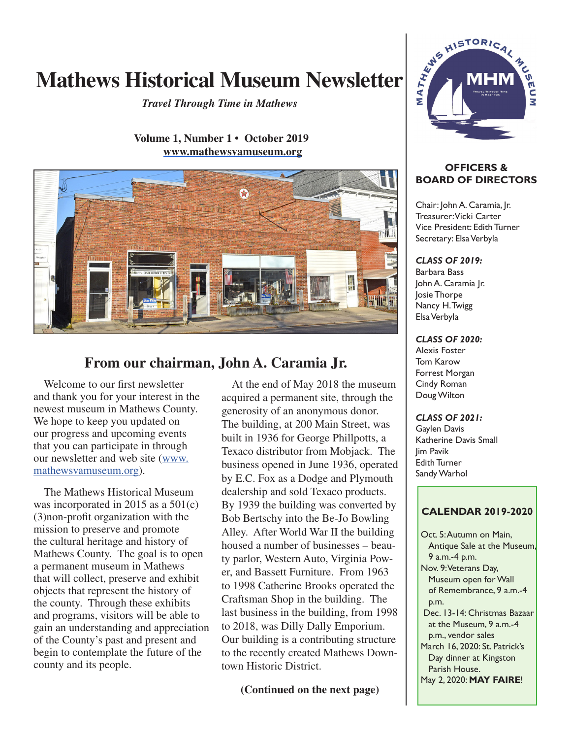# Mathews Historical Museum Newsletter

*Travel Through Time in Mathews*

**Volume 1, Number 1 • October 2019**
**www.mathewsvamuseum.org**

## From our chairman, John A. Caramia Jr.

Welcome to our first newsletter and thank you for your interest in the newest museum in Mathews County. We hope to keep you updated on our progress and upcoming events that you can participate in through our newsletter and web site (www.mathewsvamuseum.org).

The Mathews Historical Museum was incorporated in 2015 as a 501(c)(3)non-profit organization with the mission to preserve and promote the cultural heritage and history of Mathews County. The goal is to open a permanent museum in Mathews that will collect, preserve and exhibit objects that represent the history of the county. Through these exhibits and programs, visitors will be able to gain an understanding and appreciation of the County's past and present and begin to contemplate the future of the county and its people.

At the end of May 2018 the museum acquired a permanent site, through the generosity of an anonymous donor. The building, at 200 Main Street, was built in 1936 for George Phillpotts, a Texaco distributor from Mobjack. The business opened in June 1936, operated by E.C. Fox as a Dodge and Plymouth dealership and sold Texaco products. By 1939 the building was converted by Bob Bertschy into the Be-Jo Bowling Alley. After World War II the building housed a number of businesses – beauty parlor, Western Auto, Virginia Power, and Bassett Furniture. From 1963 to 1998 Catherine Brooks operated the Craftsman Shop in the building. The last business in the building, from 1998 to 2018, was Dilly Dally Emporium. Our building is a contributing structure to the recently created Mathews Downtown Historic District.

**(Continued on the next page)**

### OFFICERS & BOARD OF DIRECTORS

Chair: John A. Caramia, Jr.
Treasurer: Vicki Carter
Vice President: Edith Turner
Secretary: Elsa Verbyla

***CLASS OF 2019:***
Barbara Bass
John A. Caramia Jr.
Josie Thorpe
Nancy H. Twigg
Elsa Verbyla

***CLASS OF 2020:***
Alexis Foster
Tom Karow
Forrest Morgan
Cindy Roman
Doug Wilton

***CLASS OF 2021:***
Gaylen Davis
Katherine Davis Small
Jim Pavik
Edith Turner
Sandy Warhol

### CALENDAR 2019-2020

- Oct. 5: Autumn on Main, Antique Sale at the Museum, 9 a.m.-4 p.m.
- Nov. 9: Veterans Day, Museum open for Wall of Remembrance, 9 a.m.-4 p.m.
- Dec. 13-14: Christmas Bazaar at the Museum, 9 a.m.-4 p.m., vendor sales
- March 16, 2020: St. Patrick's Day dinner at Kingston Parish House.
- May 2, 2020: **MAY FAIRE**!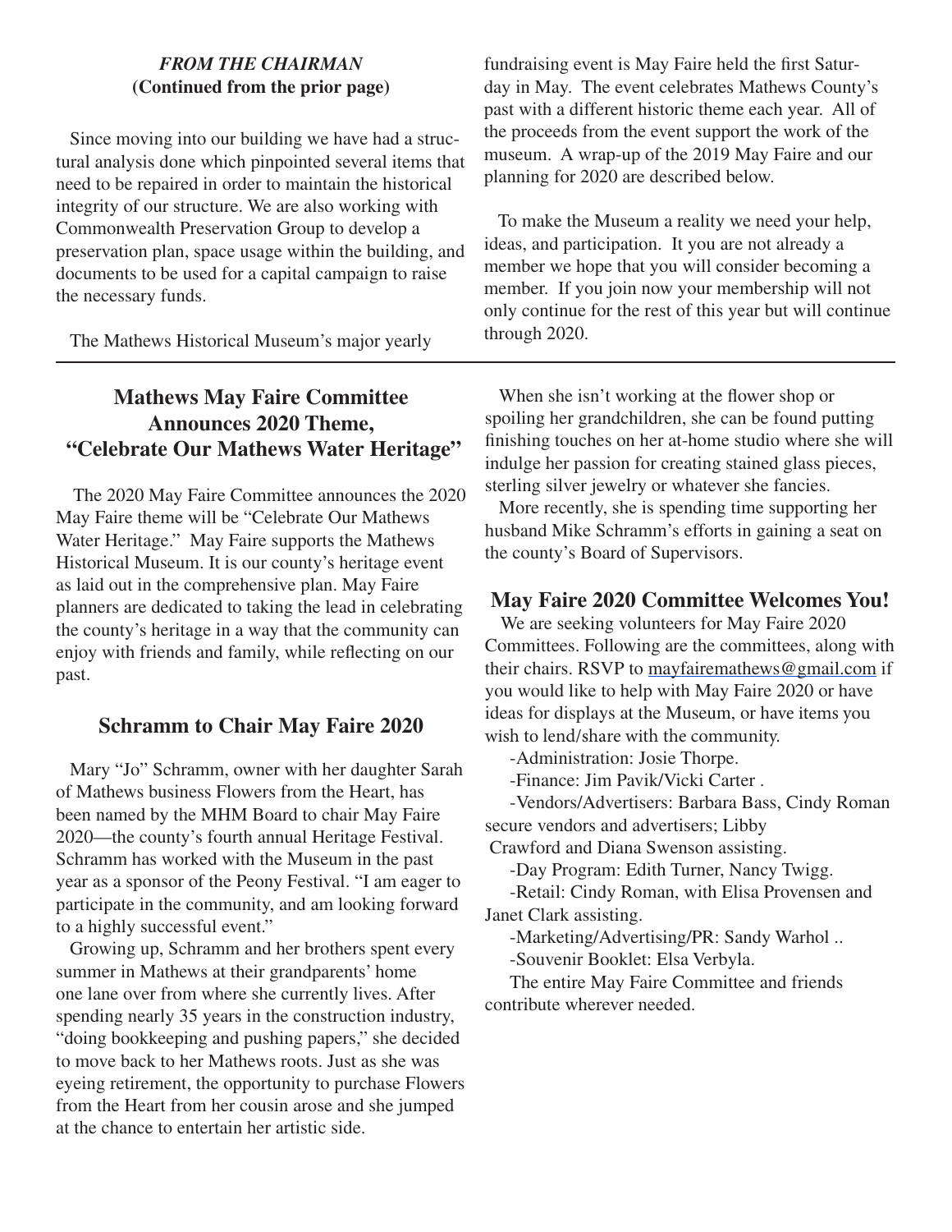***FROM THE CHAIRMAN***
**(Continued from the prior page)**

Since moving into our building we have had a structural analysis done which pinpointed several items that need to be repaired in order to maintain the historical integrity of our structure. We are also working with Commonwealth Preservation Group to develop a preservation plan, space usage within the building, and documents to be used for a capital campaign to raise the necessary funds.

The Mathews Historical Museum's major yearly fundraising event is May Faire held the first Saturday in May. The event celebrates Mathews County's past with a different historic theme each year. All of the proceeds from the event support the work of the museum. A wrap-up of the 2019 May Faire and our planning for 2020 are described below.

To make the Museum a reality we need your help, ideas, and participation. It you are not already a member we hope that you will consider becoming a member. If you join now your membership will not only continue for the rest of this year but will continue through 2020.

## Mathews May Faire Committee Announces 2020 Theme, "Celebrate Our Mathews Water Heritage"

The 2020 May Faire Committee announces the 2020 May Faire theme will be "Celebrate Our Mathews Water Heritage." May Faire supports the Mathews Historical Museum. It is our county's heritage event as laid out in the comprehensive plan. May Faire planners are dedicated to taking the lead in celebrating the county's heritage in a way that the community can enjoy with friends and family, while reflecting on our past.

## Schramm to Chair May Faire 2020

Mary "Jo" Schramm, owner with her daughter Sarah of Mathews business Flowers from the Heart, has been named by the MHM Board to chair May Faire 2020—the county's fourth annual Heritage Festival. Schramm has worked with the Museum in the past year as a sponsor of the Peony Festival. "I am eager to participate in the community, and am looking forward to a highly successful event."

Growing up, Schramm and her brothers spent every summer in Mathews at their grandparents' home one lane over from where she currently lives. After spending nearly 35 years in the construction industry, "doing bookkeeping and pushing papers," she decided to move back to her Mathews roots. Just as she was eyeing retirement, the opportunity to purchase Flowers from the Heart from her cousin arose and she jumped at the chance to entertain her artistic side.

When she isn't working at the flower shop or spoiling her grandchildren, she can be found putting finishing touches on her at-home studio where she will indulge her passion for creating stained glass pieces, sterling silver jewelry or whatever she fancies.

More recently, she is spending time supporting her husband Mike Schramm's efforts in gaining a seat on the county's Board of Supervisors.

## May Faire 2020 Committee Welcomes You!

We are seeking volunteers for May Faire 2020 Committees. Following are the committees, along with their chairs. RSVP to mayfairemathews@gmail.com if you would like to help with May Faire 2020 or have ideas for displays at the Museum, or have items you wish to lend/share with the community.

-Administration: Josie Thorpe.

-Finance: Jim Pavik/Vicki Carter .

-Vendors/Advertisers: Barbara Bass, Cindy Roman secure vendors and advertisers; Libby Crawford and Diana Swenson assisting.

-Day Program: Edith Turner, Nancy Twigg.

-Retail: Cindy Roman, with Elisa Provensen and Janet Clark assisting.

-Marketing/Advertising/PR: Sandy Warhol ..

-Souvenir Booklet: Elsa Verbyla.

The entire May Faire Committee and friends contribute wherever needed.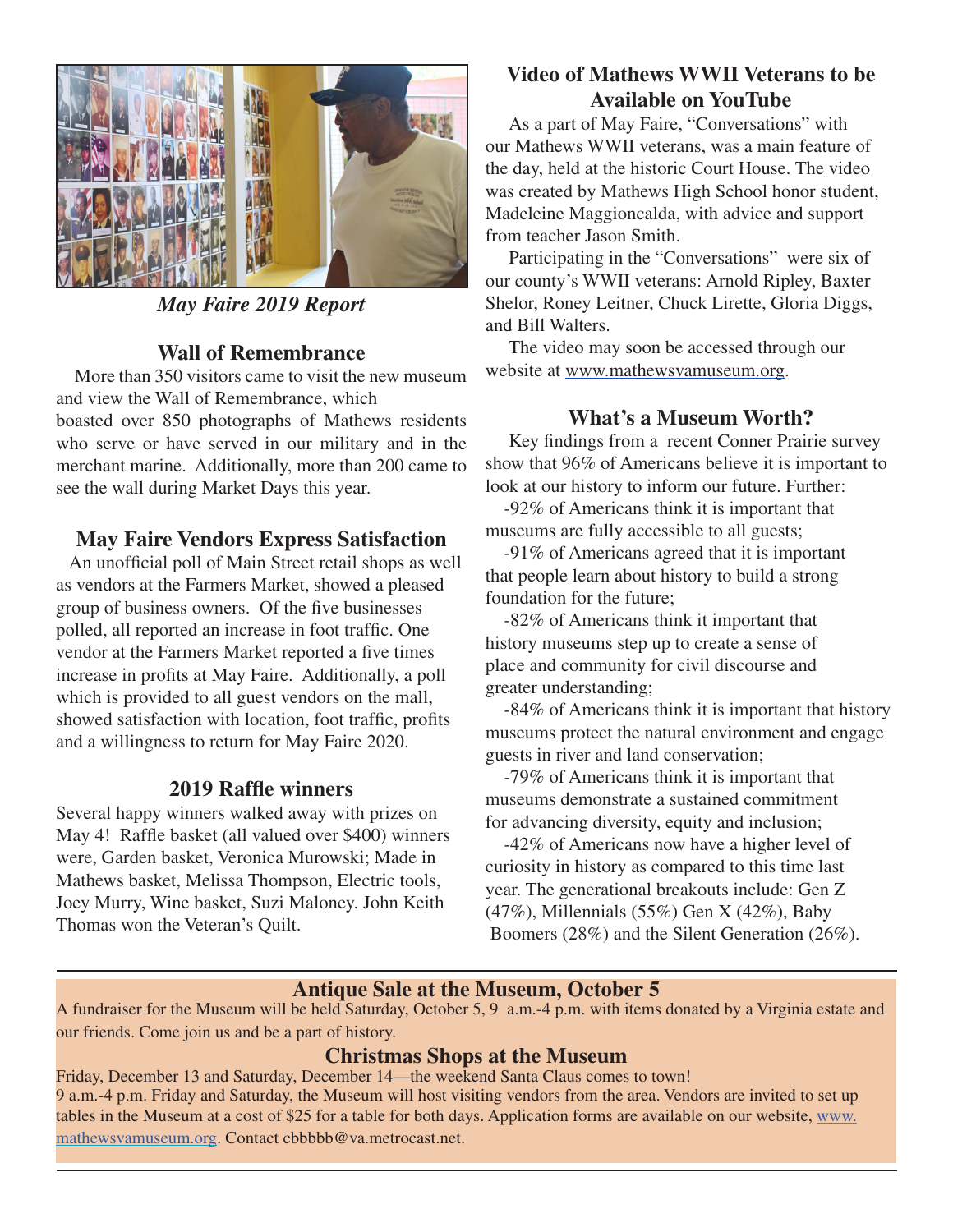*May Faire 2019 Report*

## Wall of Remembrance

More than 350 visitors came to visit the new museum and view the Wall of Remembrance, which boasted over 850 photographs of Mathews residents who serve or have served in our military and in the merchant marine. Additionally, more than 200 came to see the wall during Market Days this year.

## May Faire Vendors Express Satisfaction

An unofficial poll of Main Street retail shops as well as vendors at the Farmers Market, showed a pleased group of business owners. Of the five businesses polled, all reported an increase in foot traffic. One vendor at the Farmers Market reported a five times increase in profits at May Faire. Additionally, a poll which is provided to all guest vendors on the mall, showed satisfaction with location, foot traffic, profits and a willingness to return for May Faire 2020.

## 2019 Raffle winners

Several happy winners walked away with prizes on May 4! Raffle basket (all valued over $400) winners were, Garden basket, Veronica Murowski; Made in Mathews basket, Melissa Thompson, Electric tools, Joey Murry, Wine basket, Suzi Maloney. John Keith Thomas won the Veteran's Quilt.

## Video of Mathews WWII Veterans to be Available on YouTube

As a part of May Faire, "Conversations" with our Mathews WWII veterans, was a main feature of the day, held at the historic Court House. The video was created by Mathews High School honor student, Madeleine Maggioncalda, with advice and support from teacher Jason Smith.

Participating in the "Conversations" were six of our county's WWII veterans: Arnold Ripley, Baxter Shelor, Roney Leitner, Chuck Lirette, Gloria Diggs, and Bill Walters.

The video may soon be accessed through our website at www.mathewsvamuseum.org.

## What's a Museum Worth?

Key findings from a recent Conner Prairie survey show that 96% of Americans believe it is important to look at our history to inform our future. Further:

-92% of Americans think it is important that museums are fully accessible to all guests;

-91% of Americans agreed that it is important that people learn about history to build a strong foundation for the future;

-82% of Americans think it important that history museums step up to create a sense of place and community for civil discourse and greater understanding;

-84% of Americans think it is important that history museums protect the natural environment and engage guests in river and land conservation;

-79% of Americans think it is important that museums demonstrate a sustained commitment for advancing diversity, equity and inclusion;

-42% of Americans now have a higher level of curiosity in history as compared to this time last year. The generational breakouts include: Gen Z (47%), Millennials (55%) Gen X (42%), Baby Boomers (28%) and the Silent Generation (26%).

## Antique Sale at the Museum, October 5

A fundraiser for the Museum will be held Saturday, October 5, 9 a.m.-4 p.m. with items donated by a Virginia estate and our friends. Come join us and be a part of history.

## Christmas Shops at the Museum

Friday, December 13 and Saturday, December 14—the weekend Santa Claus comes to town!
9 a.m.-4 p.m. Friday and Saturday, the Museum will host visiting vendors from the area. Vendors are invited to set up tables in the Museum at a cost of $25 for a table for both days. Application forms are available on our website, www.mathewsvamuseum.org. Contact cbbbbb@va.metrocast.net.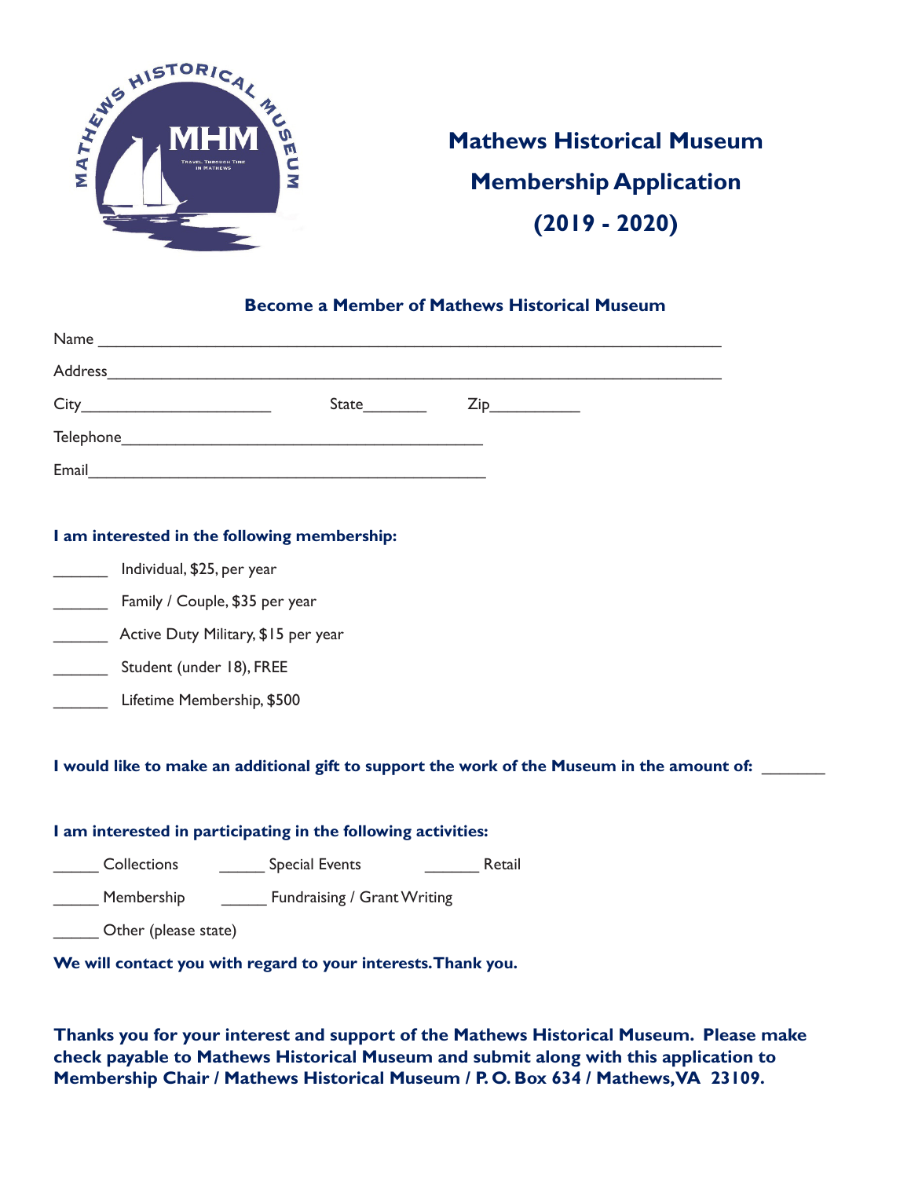# Mathews Historical Museum

## Membership Application

## (2019 - 2020)

### Become a Member of Mathews Historical Museum

Name ___________________________________________________________________________

Address__________________________________________________________________________

City______________________ State_______ Zip__________

Telephone____________________________________________

Email_______________________________________________

**I am interested in the following membership:**

______ Individual, $25, per year

______ Family / Couple, $35 per year

______ Active Duty Military, $15 per year

______ Student (under 18), FREE

______ Lifetime Membership, $500

**I would like to make an additional gift to support the work of the Museum in the amount of:** _______

**I am interested in participating in the following activities:**

_____ Collections _____ Special Events ______ Retail

_____ Membership _____ Fundraising / Grant Writing

_____ Other (please state)

**We will contact you with regard to your interests. Thank you.**

**Thanks you for your interest and support of the Mathews Historical Museum. Please make check payable to Mathews Historical Museum and submit along with this application to Membership Chair / Mathews Historical Museum / P. O. Box 634 / Mathews, VA 23109.**